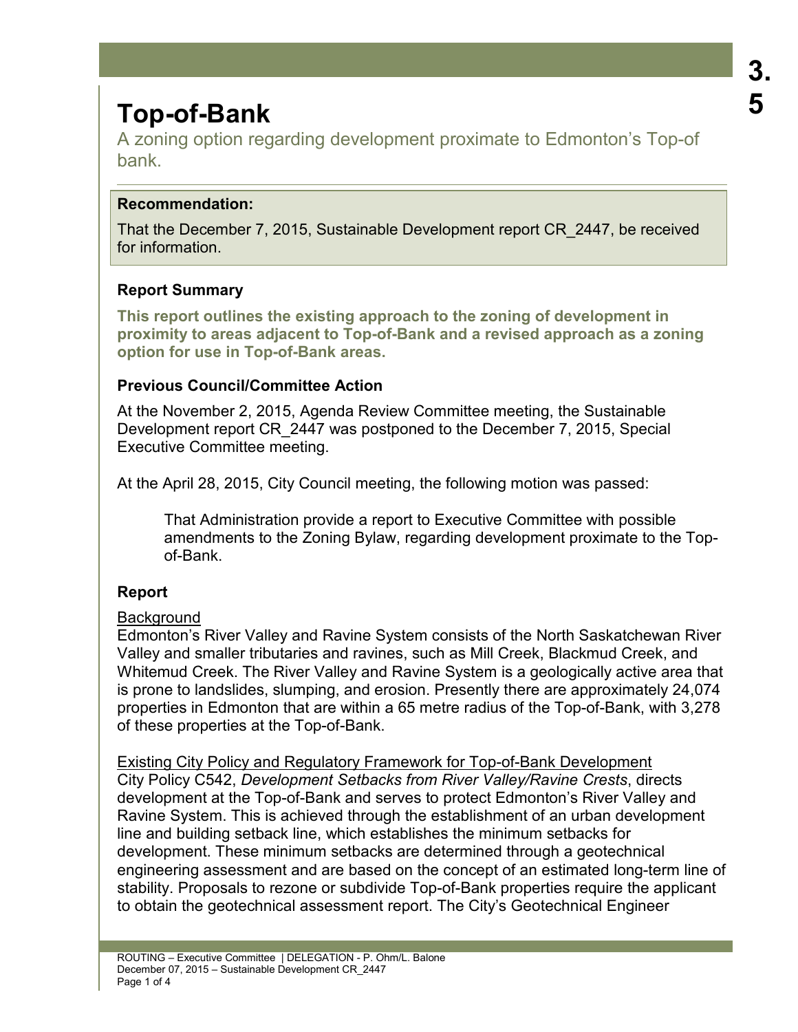# Top-of-Bank

A zoning option regarding development proximate to Edmonton's Top-of bank.

**Recommendation:**

That the December 7, 2015, Sustainable Development report CR_2447, be received for information.

### Report Summary

**This report outlines the existing approach to the zoning of development in proximity to areas adjacent to Top-of-Bank and a revised approach as a zoning option for use in Top-of-Bank areas.**

### Previous Council/Committee Action

At the November 2, 2015, Agenda Review Committee meeting, the Sustainable Development report CR_2447 was postponed to the December 7, 2015, Special Executive Committee meeting.

At the April 28, 2015, City Council meeting, the following motion was passed:

> That Administration provide a report to Executive Committee with possible amendments to the Zoning Bylaw, regarding development proximate to the Top-of-Bank.

### Report

Background

Edmonton's River Valley and Ravine System consists of the North Saskatchewan River Valley and smaller tributaries and ravines, such as Mill Creek, Blackmud Creek, and Whitemud Creek. The River Valley and Ravine System is a geologically active area that is prone to landslides, slumping, and erosion. Presently there are approximately 24,074 properties in Edmonton that are within a 65 metre radius of the Top-of-Bank, with 3,278 of these properties at the Top-of-Bank.

Existing City Policy and Regulatory Framework for Top-of-Bank Development

City Policy C542, *Development Setbacks from River Valley/Ravine Crests*, directs development at the Top-of-Bank and serves to protect Edmonton's River Valley and Ravine System. This is achieved through the establishment of an urban development line and building setback line, which establishes the minimum setbacks for development. These minimum setbacks are determined through a geotechnical engineering assessment and are based on the concept of an estimated long-term line of stability. Proposals to rezone or subdivide Top-of-Bank properties require the applicant to obtain the geotechnical assessment report. The City's Geotechnical Engineer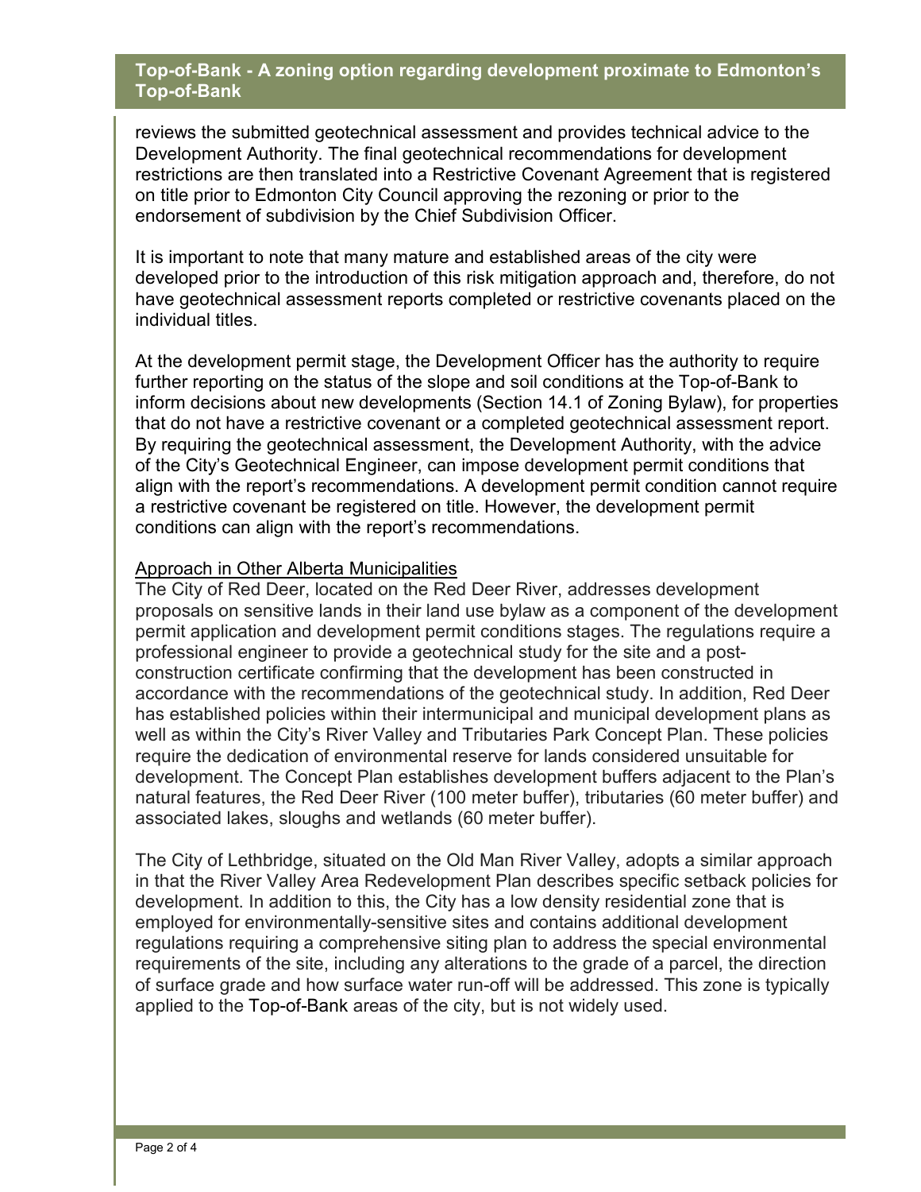reviews the submitted geotechnical assessment and provides technical advice to the Development Authority. The final geotechnical recommendations for development restrictions are then translated into a Restrictive Covenant Agreement that is registered on title prior to Edmonton City Council approving the rezoning or prior to the endorsement of subdivision by the Chief Subdivision Officer.

It is important to note that many mature and established areas of the city were developed prior to the introduction of this risk mitigation approach and, therefore, do not have geotechnical assessment reports completed or restrictive covenants placed on the individual titles.

At the development permit stage, the Development Officer has the authority to require further reporting on the status of the slope and soil conditions at the Top-of-Bank to inform decisions about new developments (Section 14.1 of Zoning Bylaw), for properties that do not have a restrictive covenant or a completed geotechnical assessment report. By requiring the geotechnical assessment, the Development Authority, with the advice of the City's Geotechnical Engineer, can impose development permit conditions that align with the report's recommendations. A development permit condition cannot require a restrictive covenant be registered on title. However, the development permit conditions can align with the report's recommendations.

## Approach in Other Alberta Municipalities

The City of Red Deer, located on the Red Deer River, addresses development proposals on sensitive lands in their land use bylaw as a component of the development permit application and development permit conditions stages. The regulations require a professional engineer to provide a geotechnical study for the site and a post-construction certificate confirming that the development has been constructed in accordance with the recommendations of the geotechnical study. In addition, Red Deer has established policies within their intermunicipal and municipal development plans as well as within the City's River Valley and Tributaries Park Concept Plan. These policies require the dedication of environmental reserve for lands considered unsuitable for development. The Concept Plan establishes development buffers adjacent to the Plan's natural features, the Red Deer River (100 meter buffer), tributaries (60 meter buffer) and associated lakes, sloughs and wetlands (60 meter buffer).

The City of Lethbridge, situated on the Old Man River Valley, adopts a similar approach in that the River Valley Area Redevelopment Plan describes specific setback policies for development. In addition to this, the City has a low density residential zone that is employed for environmentally-sensitive sites and contains additional development regulations requiring a comprehensive siting plan to address the special environmental requirements of the site, including any alterations to the grade of a parcel, the direction of surface grade and how surface water run-off will be addressed. This zone is typically applied to the Top-of-Bank areas of the city, but is not widely used.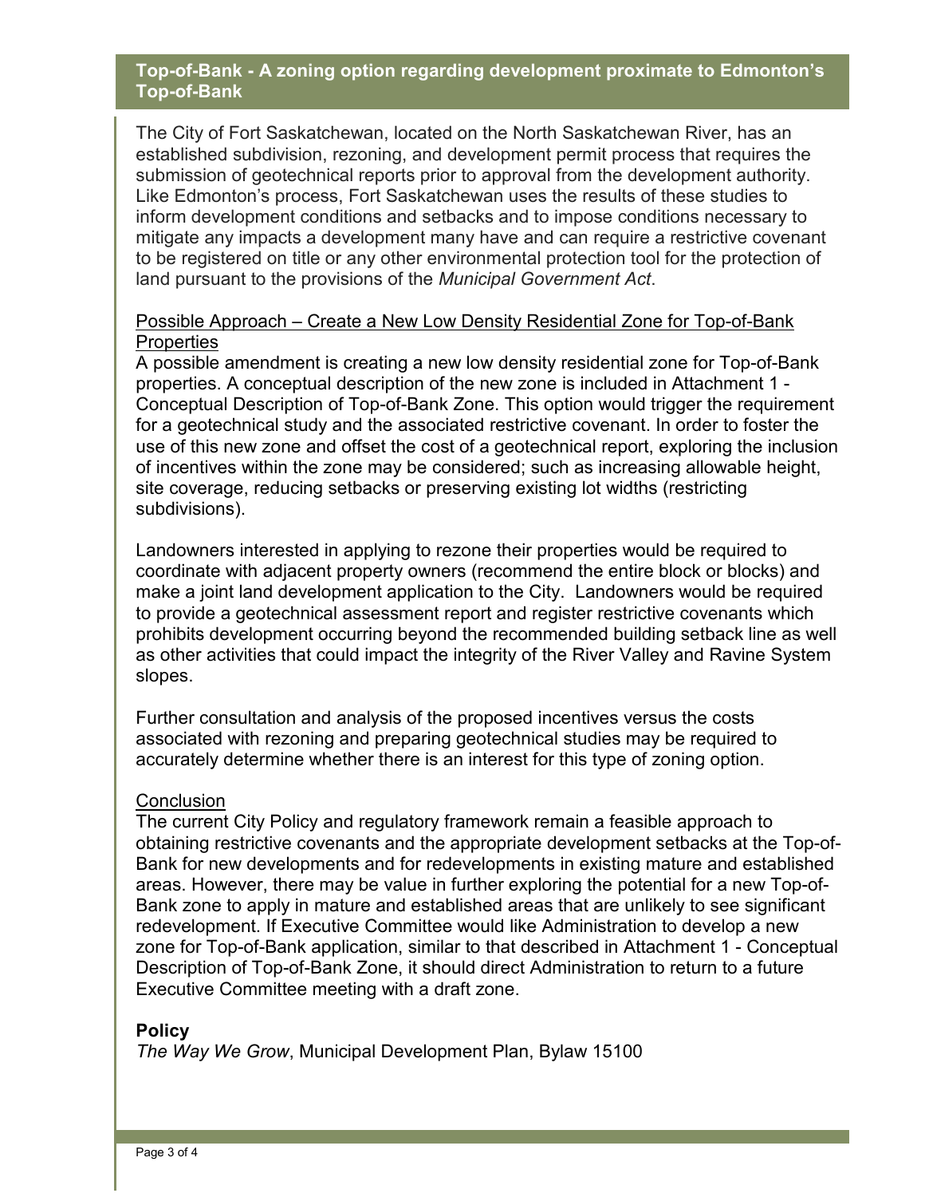**Top-of-Bank - A zoning option regarding development proximate to Edmonton's Top-of-Bank**

The City of Fort Saskatchewan, located on the North Saskatchewan River, has an established subdivision, rezoning, and development permit process that requires the submission of geotechnical reports prior to approval from the development authority. Like Edmonton's process, Fort Saskatchewan uses the results of these studies to inform development conditions and setbacks and to impose conditions necessary to mitigate any impacts a development many have and can require a restrictive covenant to be registered on title or any other environmental protection tool for the protection of land pursuant to the provisions of the *Municipal Government Act*.

Possible Approach – Create a New Low Density Residential Zone for Top-of-Bank Properties

A possible amendment is creating a new low density residential zone for Top-of-Bank properties. A conceptual description of the new zone is included in Attachment 1 - Conceptual Description of Top-of-Bank Zone. This option would trigger the requirement for a geotechnical study and the associated restrictive covenant. In order to foster the use of this new zone and offset the cost of a geotechnical report, exploring the inclusion of incentives within the zone may be considered; such as increasing allowable height, site coverage, reducing setbacks or preserving existing lot widths (restricting subdivisions).

Landowners interested in applying to rezone their properties would be required to coordinate with adjacent property owners (recommend the entire block or blocks) and make a joint land development application to the City. Landowners would be required to provide a geotechnical assessment report and register restrictive covenants which prohibits development occurring beyond the recommended building setback line as well as other activities that could impact the integrity of the River Valley and Ravine System slopes.

Further consultation and analysis of the proposed incentives versus the costs associated with rezoning and preparing geotechnical studies may be required to accurately determine whether there is an interest for this type of zoning option.

Conclusion

The current City Policy and regulatory framework remain a feasible approach to obtaining restrictive covenants and the appropriate development setbacks at the Top-of-Bank for new developments and for redevelopments in existing mature and established areas. However, there may be value in further exploring the potential for a new Top-of-Bank zone to apply in mature and established areas that are unlikely to see significant redevelopment. If Executive Committee would like Administration to develop a new zone for Top-of-Bank application, similar to that described in Attachment 1 - Conceptual Description of Top-of-Bank Zone, it should direct Administration to return to a future Executive Committee meeting with a draft zone.

## Policy

*The Way We Grow*, Municipal Development Plan, Bylaw 15100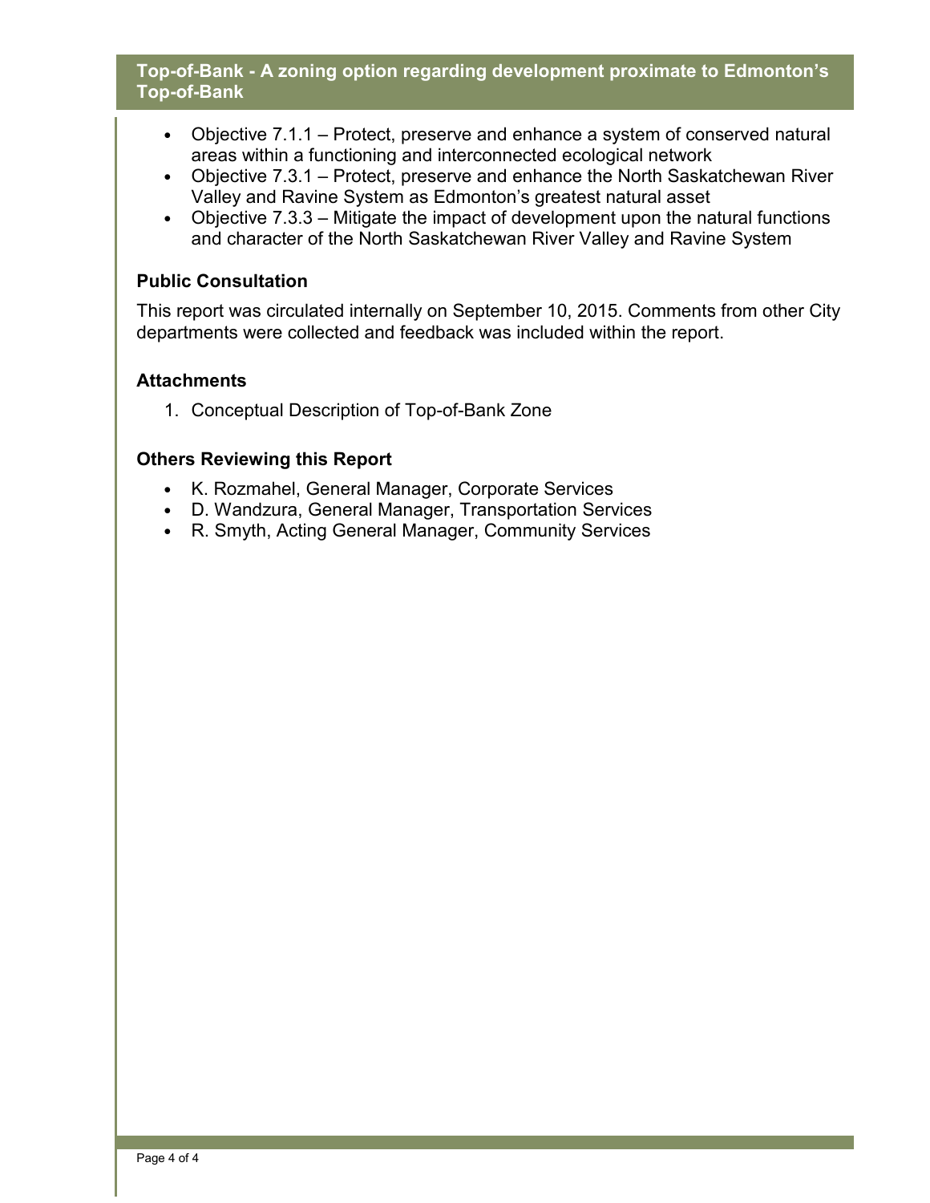- Objective 7.1.1 – Protect, preserve and enhance a system of conserved natural areas within a functioning and interconnected ecological network
- Objective 7.3.1 – Protect, preserve and enhance the North Saskatchewan River Valley and Ravine System as Edmonton's greatest natural asset
- Objective 7.3.3 – Mitigate the impact of development upon the natural functions and character of the North Saskatchewan River Valley and Ravine System

### Public Consultation

This report was circulated internally on September 10, 2015. Comments from other City departments were collected and feedback was included within the report.

### Attachments

1. Conceptual Description of Top-of-Bank Zone

### Others Reviewing this Report

- K. Rozmahel, General Manager, Corporate Services
- D. Wandzura, General Manager, Transportation Services
- R. Smyth, Acting General Manager, Community Services